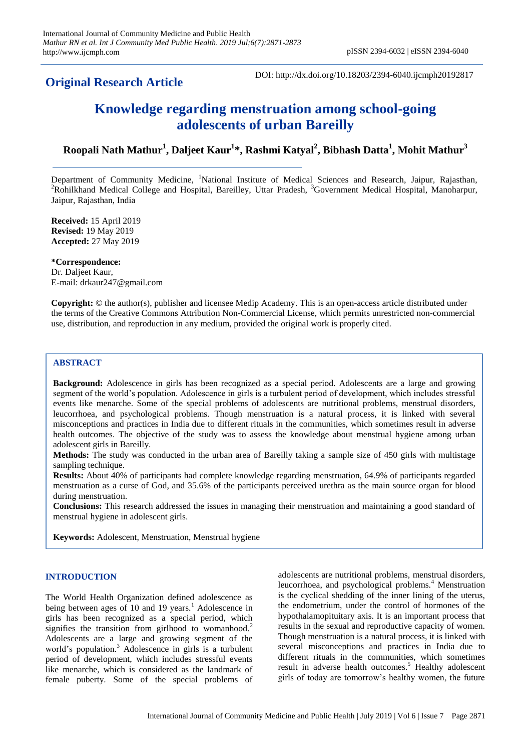**Original Research Article**

DOI: http://dx.doi.org/10.18203/2394-6040.ijcmph20192817

# Knowledge regarding menstruation among school-going adolescents of urban Bareilly

**Roopali Nath Mathur[1], Daljeet Kaur[1]*, Rashmi Katyal[2], Bibhash Datta[1], Mohit Mathur[3]**

Department of Community Medicine, [1]National Institute of Medical Sciences and Research, Jaipur, Rajasthan, [2]Rohilkhand Medical College and Hospital, Bareilley, Uttar Pradesh, [3]Government Medical Hospital, Manoharpur, Jaipur, Rajasthan, India

**Received:** 15 April 2019
**Revised:** 19 May 2019
**Accepted:** 27 May 2019

***Correspondence:**
Dr. Daljeet Kaur,
E-mail: drkaur247@gmail.com

**Copyright:** © the author(s), publisher and licensee Medip Academy. This is an open-access article distributed under the terms of the Creative Commons Attribution Non-Commercial License, which permits unrestricted non-commercial use, distribution, and reproduction in any medium, provided the original work is properly cited.

## ABSTRACT

**Background:** Adolescence in girls has been recognized as a special period. Adolescents are a large and growing segment of the world's population. Adolescence in girls is a turbulent period of development, which includes stressful events like menarche. Some of the special problems of adolescents are nutritional problems, menstrual disorders, leucorrhoea, and psychological problems. Though menstruation is a natural process, it is linked with several misconceptions and practices in India due to different rituals in the communities, which sometimes result in adverse health outcomes. The objective of the study was to assess the knowledge about menstrual hygiene among urban adolescent girls in Bareilly.

**Methods:** The study was conducted in the urban area of Bareilly taking a sample size of 450 girls with multistage sampling technique.

**Results:** About 40% of participants had complete knowledge regarding menstruation, 64.9% of participants regarded menstruation as a curse of God, and 35.6% of the participants perceived urethra as the main source organ for blood during menstruation.

**Conclusions:** This research addressed the issues in managing their menstruation and maintaining a good standard of menstrual hygiene in adolescent girls.

**Keywords:** Adolescent, Menstruation, Menstrual hygiene

## INTRODUCTION

The World Health Organization defined adolescence as being between ages of 10 and 19 years.[1] Adolescence in girls has been recognized as a special period, which signifies the transition from girlhood to womanhood.[2] Adolescents are a large and growing segment of the world's population.[3] Adolescence in girls is a turbulent period of development, which includes stressful events like menarche, which is considered as the landmark of female puberty. Some of the special problems of adolescents are nutritional problems, menstrual disorders, leucorrhoea, and psychological problems.[4] Menstruation is the cyclical shedding of the inner lining of the uterus, the endometrium, under the control of hormones of the hypothalamopituitary axis. It is an important process that results in the sexual and reproductive capacity of women. Though menstruation is a natural process, it is linked with several misconceptions and practices in India due to different rituals in the communities, which sometimes result in adverse health outcomes.[5] Healthy adolescent girls of today are tomorrow's healthy women, the future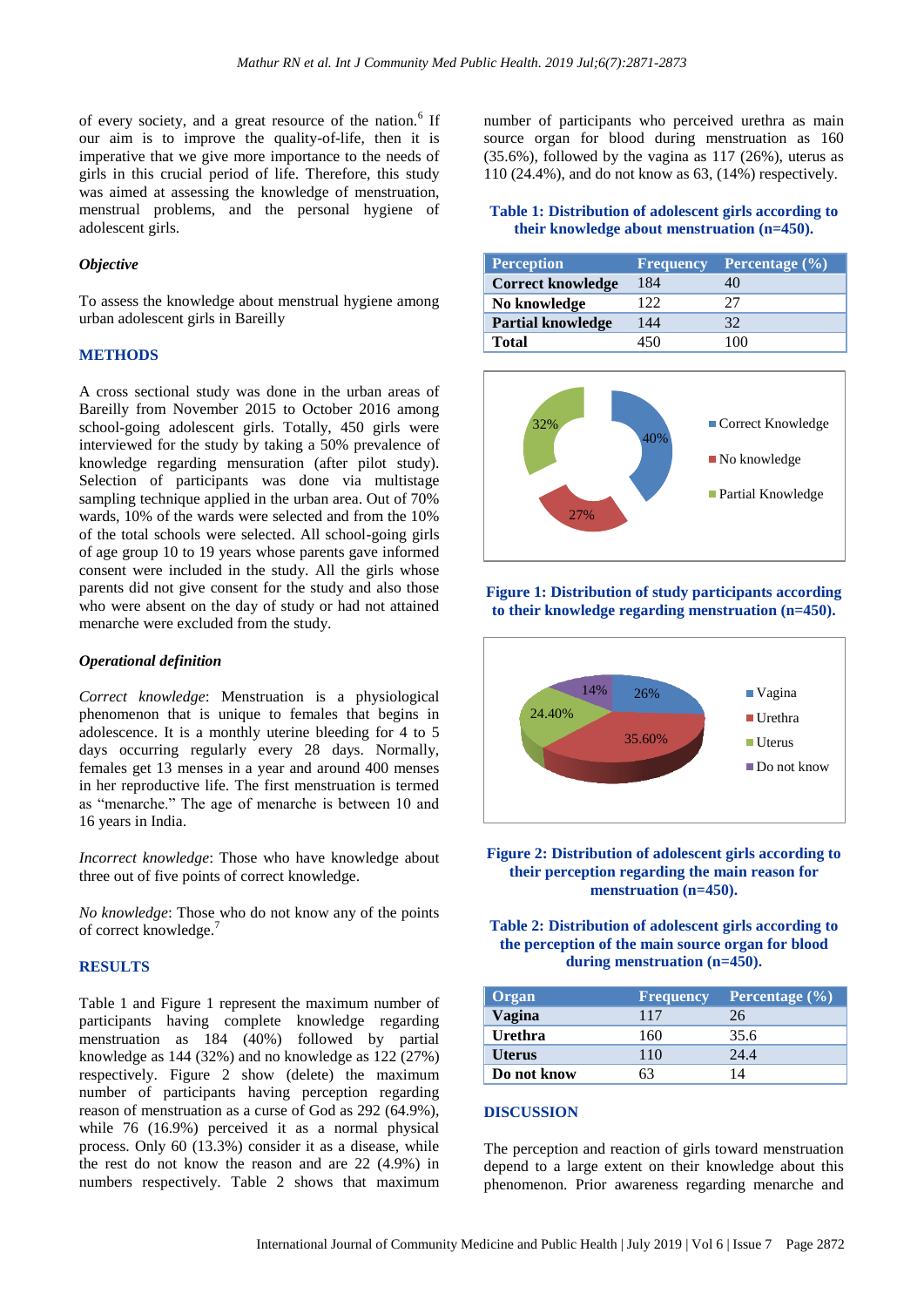of every society, and a great resource of the nation.[6] If our aim is to improve the quality-of-life, then it is imperative that we give more importance to the needs of girls in this crucial period of life. Therefore, this study was aimed at assessing the knowledge of menstruation, menstrual problems, and the personal hygiene of adolescent girls.

### *Objective*

To assess the knowledge about menstrual hygiene among urban adolescent girls in Bareilly

## METHODS

A cross sectional study was done in the urban areas of Bareilly from November 2015 to October 2016 among school-going adolescent girls. Totally, 450 girls were interviewed for the study by taking a 50% prevalence of knowledge regarding mensuration (after pilot study). Selection of participants was done via multistage sampling technique applied in the urban area. Out of 70% wards, 10% of the wards were selected and from the 10% of the total schools were selected. All school-going girls of age group 10 to 19 years whose parents gave informed consent were included in the study. All the girls whose parents did not give consent for the study and also those who were absent on the day of study or had not attained menarche were excluded from the study.

### *Operational definition*

*Correct knowledge*: Menstruation is a physiological phenomenon that is unique to females that begins in adolescence. It is a monthly uterine bleeding for 4 to 5 days occurring regularly every 28 days. Normally, females get 13 menses in a year and around 400 menses in her reproductive life. The first menstruation is termed as "menarche." The age of menarche is between 10 and 16 years in India.

*Incorrect knowledge*: Those who have knowledge about three out of five points of correct knowledge.

*No knowledge*: Those who do not know any of the points of correct knowledge.[7]

## RESULTS

Table 1 and Figure 1 represent the maximum number of participants having complete knowledge regarding menstruation as 184 (40%) followed by partial knowledge as 144 (32%) and no knowledge as 122 (27%) respectively. Figure 2 show (delete) the maximum number of participants having perception regarding reason of menstruation as a curse of God as 292 (64.9%), while 76 (16.9%) perceived it as a normal physical process. Only 60 (13.3%) consider it as a disease, while the rest do not know the reason and are 22 (4.9%) in numbers respectively. Table 2 shows that maximum number of participants who perceived urethra as main source organ for blood during menstruation as 160 (35.6%), followed by the vagina as 117 (26%), uterus as 110 (24.4%), and do not know as 63, (14%) respectively.

**Table 1: Distribution of adolescent girls according to their knowledge about menstruation (n=450).**

| Perception | Frequency | Percentage (%) |
|---|---|---|
| **Correct knowledge** | 184 | 40 |
| **No knowledge** | 122 | 27 |
| **Partial knowledge** | 144 | 32 |
| **Total** | 450 | 100 |

**Figure 1: Distribution of study participants according to their knowledge regarding menstruation (n=450).**

**Figure 2: Distribution of adolescent girls according to their perception regarding the main reason for menstruation (n=450).**

**Table 2: Distribution of adolescent girls according to the perception of the main source organ for blood during menstruation (n=450).**

| Organ | Frequency | Percentage (%) |
|---|---|---|
| **Vagina** | 117 | 26 |
| **Urethra** | 160 | 35.6 |
| **Uterus** | 110 | 24.4 |
| **Do not know** | 63 | 14 |

## DISCUSSION

The perception and reaction of girls toward menstruation depend to a large extent on their knowledge about this phenomenon. Prior awareness regarding menarche and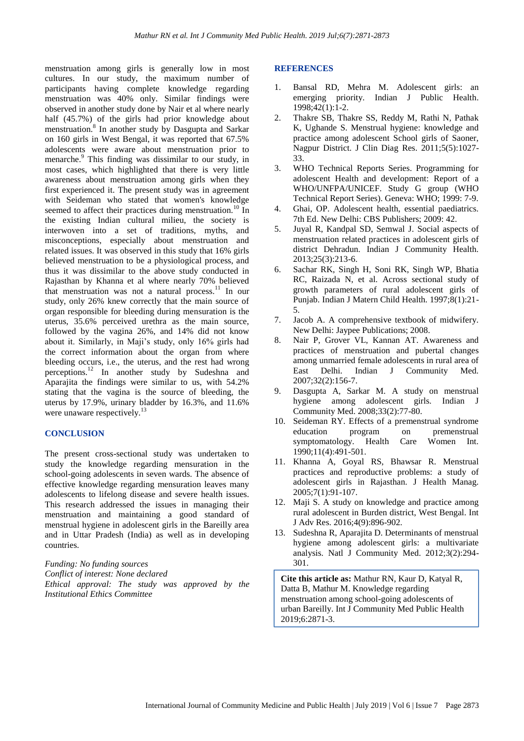menstruation among girls is generally low in most cultures. In our study, the maximum number of participants having complete knowledge regarding menstruation was 40% only. Similar findings were observed in another study done by Nair et al where nearly half (45.7%) of the girls had prior knowledge about menstruation.[8] In another study by Dasgupta and Sarkar on 160 girls in West Bengal, it was reported that 67.5% adolescents were aware about menstruation prior to menarche.[9] This finding was dissimilar to our study, in most cases, which highlighted that there is very little awareness about menstruation among girls when they first experienced it. The present study was in agreement with Seideman who stated that women's knowledge seemed to affect their practices during menstruation.[10] In the existing Indian cultural milieu, the society is interwoven into a set of traditions, myths, and misconceptions, especially about menstruation and related issues. It was observed in this study that 16% girls believed menstruation to be a physiological process, and thus it was dissimilar to the above study conducted in Rajasthan by Khanna et al where nearly 70% believed that menstruation was not a natural process.[11] In our study, only 26% knew correctly that the main source of organ responsible for bleeding during mensuration is the uterus, 35.6% perceived urethra as the main source, followed by the vagina 26%, and 14% did not know about it. Similarly, in Maji's study, only 16% girls had the correct information about the organ from where bleeding occurs, i.e., the uterus, and the rest had wrong perceptions.[12] In another study by Sudeshna and Aparajita the findings were similar to us, with 54.2% stating that the vagina is the source of bleeding, the uterus by 17.9%, urinary bladder by 16.3%, and 11.6% were unaware respectively.[13]

## CONCLUSION

The present cross-sectional study was undertaken to study the knowledge regarding mensuration in the school-going adolescents in seven wards. The absence of effective knowledge regarding mensuration leaves many adolescents to lifelong disease and severe health issues. This research addressed the issues in managing their menstruation and maintaining a good standard of menstrual hygiene in adolescent girls in the Bareilly area and in Uttar Pradesh (India) as well as in developing countries.

*Funding: No funding sources*
*Conflict of interest: None declared*
*Ethical approval: The study was approved by the Institutional Ethics Committee*

## REFERENCES

1. Bansal RD, Mehra M. Adolescent girls: an emerging priority. Indian J Public Health. 1998;42(1):1-2.
2. Thakre SB, Thakre SS, Reddy M, Rathi N, Pathak K, Ughande S. Menstrual hygiene: knowledge and practice among adolescent School girls of Saoner, Nagpur District. J Clin Diag Res. 2011;5(5):1027-33.
3. WHO Technical Reports Series. Programming for adolescent Health and development: Report of a WHO/UNFPA/UNICEF. Study G group (WHO Technical Report Series). Geneva: WHO; 1999: 7-9.
4. Ghai, OP. Adolescent health, essential paediatrics. 7th Ed. New Delhi: CBS Publishers; 2009: 42.
5. Juyal R, Kandpal SD, Semwal J. Social aspects of menstruation related practices in adolescent girls of district Dehradun. Indian J Community Health. 2013;25(3):213-6.
6. Sachar RK, Singh H, Soni RK, Singh WP, Bhatia RC, Raizada N, et al. Across sectional study of growth parameters of rural adolescent girls of Punjab. Indian J Matern Child Health. 1997;8(1):21-5.
7. Jacob A. A comprehensive textbook of midwifery. New Delhi: Jaypee Publications; 2008.
8. Nair P, Grover VL, Kannan AT. Awareness and practices of menstruation and pubertal changes among unmarried female adolescents in rural area of East Delhi. Indian J Community Med. 2007;32(2):156-7.
9. Dasgupta A, Sarkar M. A study on menstrual hygiene among adolescent girls. Indian J Community Med. 2008;33(2):77-80.
10. Seideman RY. Effects of a premenstrual syndrome education program on premenstrual symptomatology. Health Care Women Int. 1990;11(4):491-501.
11. Khanna A, Goyal RS, Bhawsar R. Menstrual practices and reproductive problems: a study of adolescent girls in Rajasthan. J Health Manag. 2005;7(1):91-107.
12. Maji S. A study on knowledge and practice among rural adolescent in Burden district, West Bengal. Int J Adv Res. 2016;4(9):896-902.
13. Sudeshna R, Aparajita D. Determinants of menstrual hygiene among adolescent girls: a multivariate analysis. Natl J Community Med. 2012;3(2):294-301.

**Cite this article as:** Mathur RN, Kaur D, Katyal R, Datta B, Mathur M. Knowledge regarding menstruation among school-going adolescents of urban Bareilly. Int J Community Med Public Health 2019;6:2871-3.